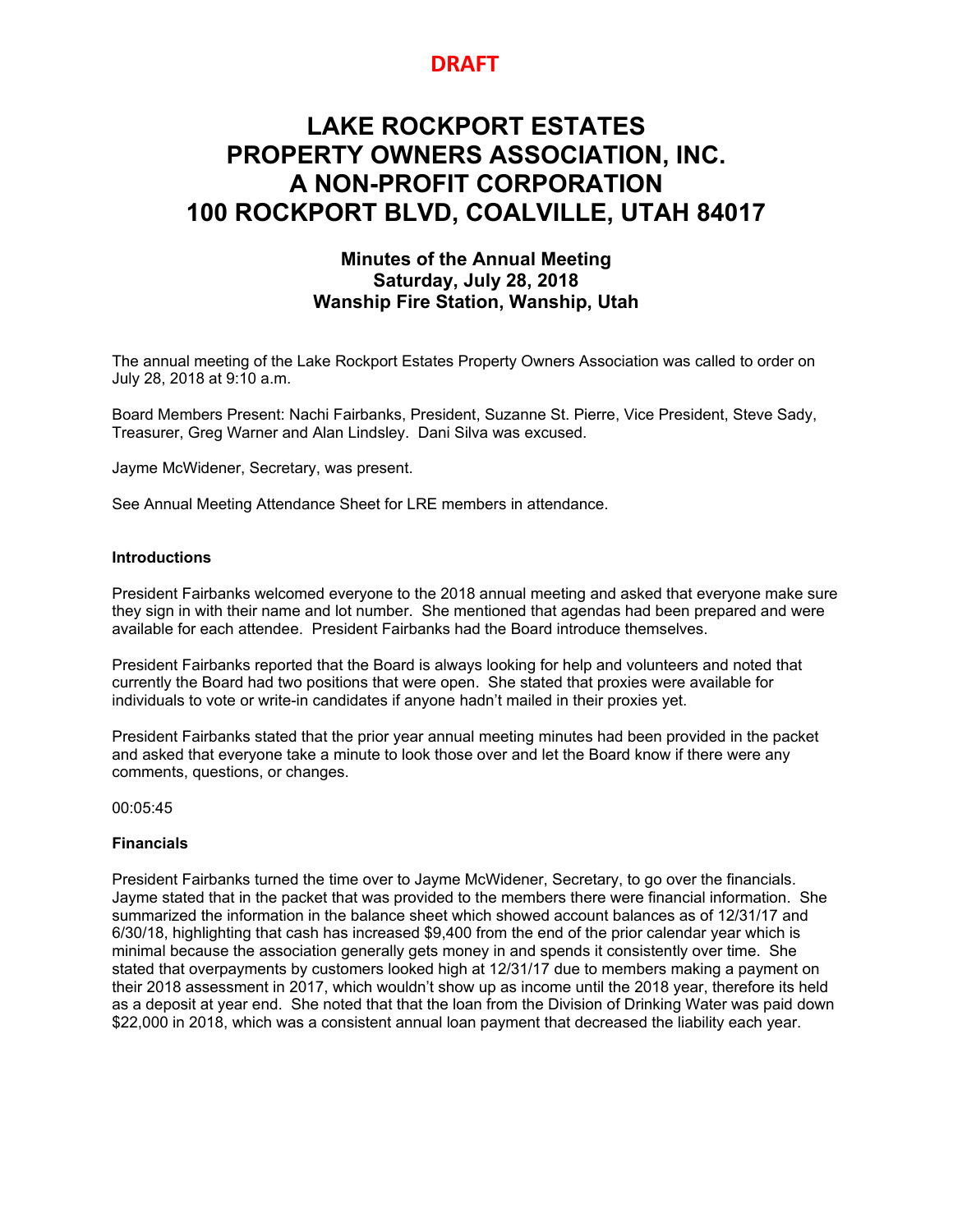**DRAFT**

# LAKE ROCKPORT ESTATES PROPERTY OWNERS ASSOCIATION, INC. A NON-PROFIT CORPORATION 100 ROCKPORT BLVD, COALVILLE, UTAH 84017

## Minutes of the Annual Meeting Saturday, July 28, 2018 Wanship Fire Station, Wanship, Utah

The annual meeting of the Lake Rockport Estates Property Owners Association was called to order on July 28, 2018 at 9:10 a.m.

Board Members Present: Nachi Fairbanks, President, Suzanne St. Pierre, Vice President, Steve Sady, Treasurer, Greg Warner and Alan Lindsley. Dani Silva was excused.

Jayme McWidener, Secretary, was present.

See Annual Meeting Attendance Sheet for LRE members in attendance.

**Introductions**

President Fairbanks welcomed everyone to the 2018 annual meeting and asked that everyone make sure they sign in with their name and lot number. She mentioned that agendas had been prepared and were available for each attendee. President Fairbanks had the Board introduce themselves.

President Fairbanks reported that the Board is always looking for help and volunteers and noted that currently the Board had two positions that were open. She stated that proxies were available for individuals to vote or write-in candidates if anyone hadn't mailed in their proxies yet.

President Fairbanks stated that the prior year annual meeting minutes had been provided in the packet and asked that everyone take a minute to look those over and let the Board know if there were any comments, questions, or changes.

00:05:45

**Financials**

President Fairbanks turned the time over to Jayme McWidener, Secretary, to go over the financials. Jayme stated that in the packet that was provided to the members there were financial information. She summarized the information in the balance sheet which showed account balances as of 12/31/17 and 6/30/18, highlighting that cash has increased $9,400 from the end of the prior calendar year which is minimal because the association generally gets money in and spends it consistently over time. She stated that overpayments by customers looked high at 12/31/17 due to members making a payment on their 2018 assessment in 2017, which wouldn't show up as income until the 2018 year, therefore its held as a deposit at year end. She noted that that the loan from the Division of Drinking Water was paid down $22,000 in 2018, which was a consistent annual loan payment that decreased the liability each year.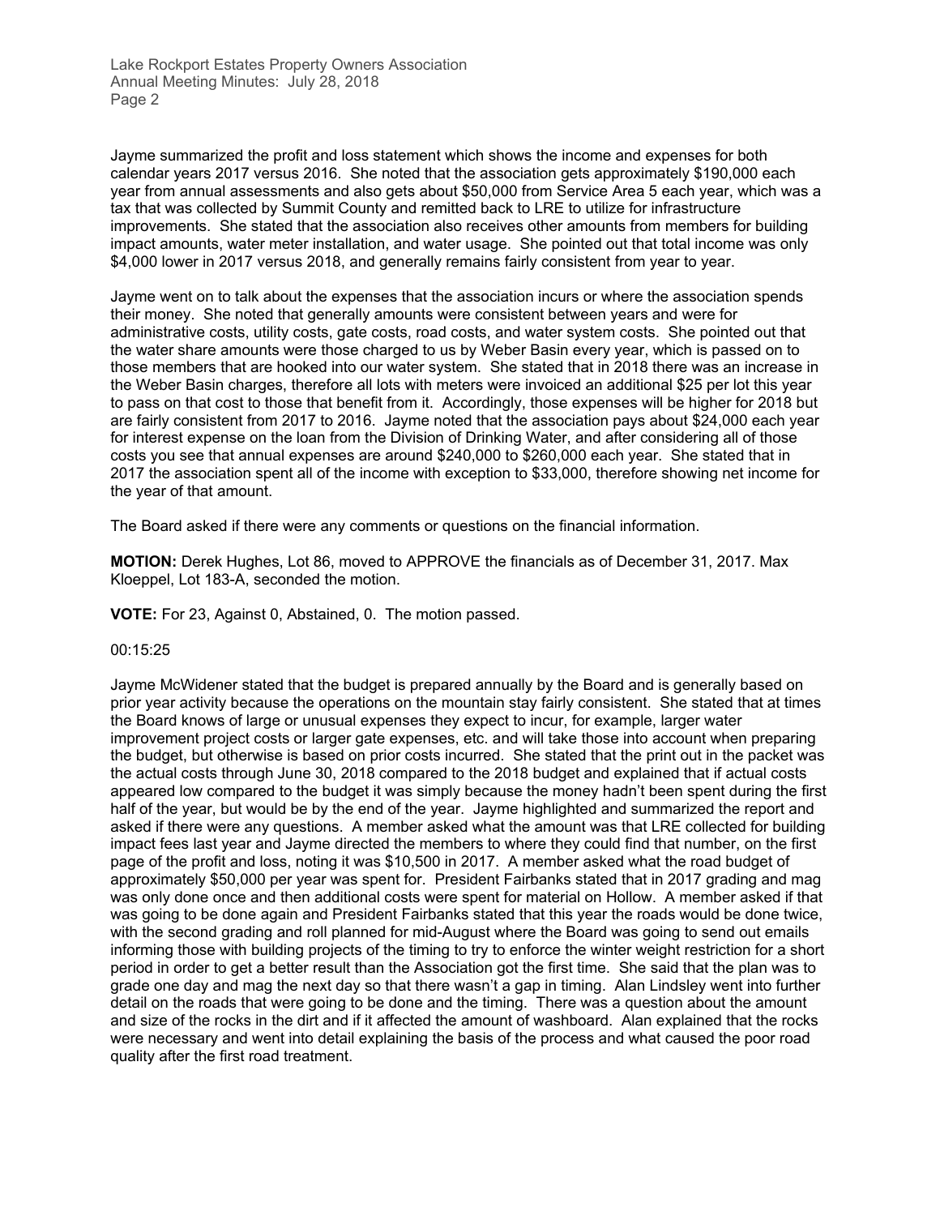Jayme summarized the profit and loss statement which shows the income and expenses for both calendar years 2017 versus 2016. She noted that the association gets approximately $190,000 each year from annual assessments and also gets about $50,000 from Service Area 5 each year, which was a tax that was collected by Summit County and remitted back to LRE to utilize for infrastructure improvements. She stated that the association also receives other amounts from members for building impact amounts, water meter installation, and water usage. She pointed out that total income was only $4,000 lower in 2017 versus 2018, and generally remains fairly consistent from year to year.

Jayme went on to talk about the expenses that the association incurs or where the association spends their money. She noted that generally amounts were consistent between years and were for administrative costs, utility costs, gate costs, road costs, and water system costs. She pointed out that the water share amounts were those charged to us by Weber Basin every year, which is passed on to those members that are hooked into our water system. She stated that in 2018 there was an increase in the Weber Basin charges, therefore all lots with meters were invoiced an additional $25 per lot this year to pass on that cost to those that benefit from it. Accordingly, those expenses will be higher for 2018 but are fairly consistent from 2017 to 2016. Jayme noted that the association pays about $24,000 each year for interest expense on the loan from the Division of Drinking Water, and after considering all of those costs you see that annual expenses are around $240,000 to $260,000 each year. She stated that in 2017 the association spent all of the income with exception to $33,000, therefore showing net income for the year of that amount.

The Board asked if there were any comments or questions on the financial information.

**MOTION:** Derek Hughes, Lot 86, moved to APPROVE the financials as of December 31, 2017. Max Kloeppel, Lot 183-A, seconded the motion.

**VOTE:** For 23, Against 0, Abstained, 0. The motion passed.

00:15:25

Jayme McWidener stated that the budget is prepared annually by the Board and is generally based on prior year activity because the operations on the mountain stay fairly consistent. She stated that at times the Board knows of large or unusual expenses they expect to incur, for example, larger water improvement project costs or larger gate expenses, etc. and will take those into account when preparing the budget, but otherwise is based on prior costs incurred. She stated that the print out in the packet was the actual costs through June 30, 2018 compared to the 2018 budget and explained that if actual costs appeared low compared to the budget it was simply because the money hadn't been spent during the first half of the year, but would be by the end of the year. Jayme highlighted and summarized the report and asked if there were any questions. A member asked what the amount was that LRE collected for building impact fees last year and Jayme directed the members to where they could find that number, on the first page of the profit and loss, noting it was $10,500 in 2017. A member asked what the road budget of approximately $50,000 per year was spent for. President Fairbanks stated that in 2017 grading and mag was only done once and then additional costs were spent for material on Hollow. A member asked if that was going to be done again and President Fairbanks stated that this year the roads would be done twice, with the second grading and roll planned for mid-August where the Board was going to send out emails informing those with building projects of the timing to try to enforce the winter weight restriction for a short period in order to get a better result than the Association got the first time. She said that the plan was to grade one day and mag the next day so that there wasn't a gap in timing. Alan Lindsley went into further detail on the roads that were going to be done and the timing. There was a question about the amount and size of the rocks in the dirt and if it affected the amount of washboard. Alan explained that the rocks were necessary and went into detail explaining the basis of the process and what caused the poor road quality after the first road treatment.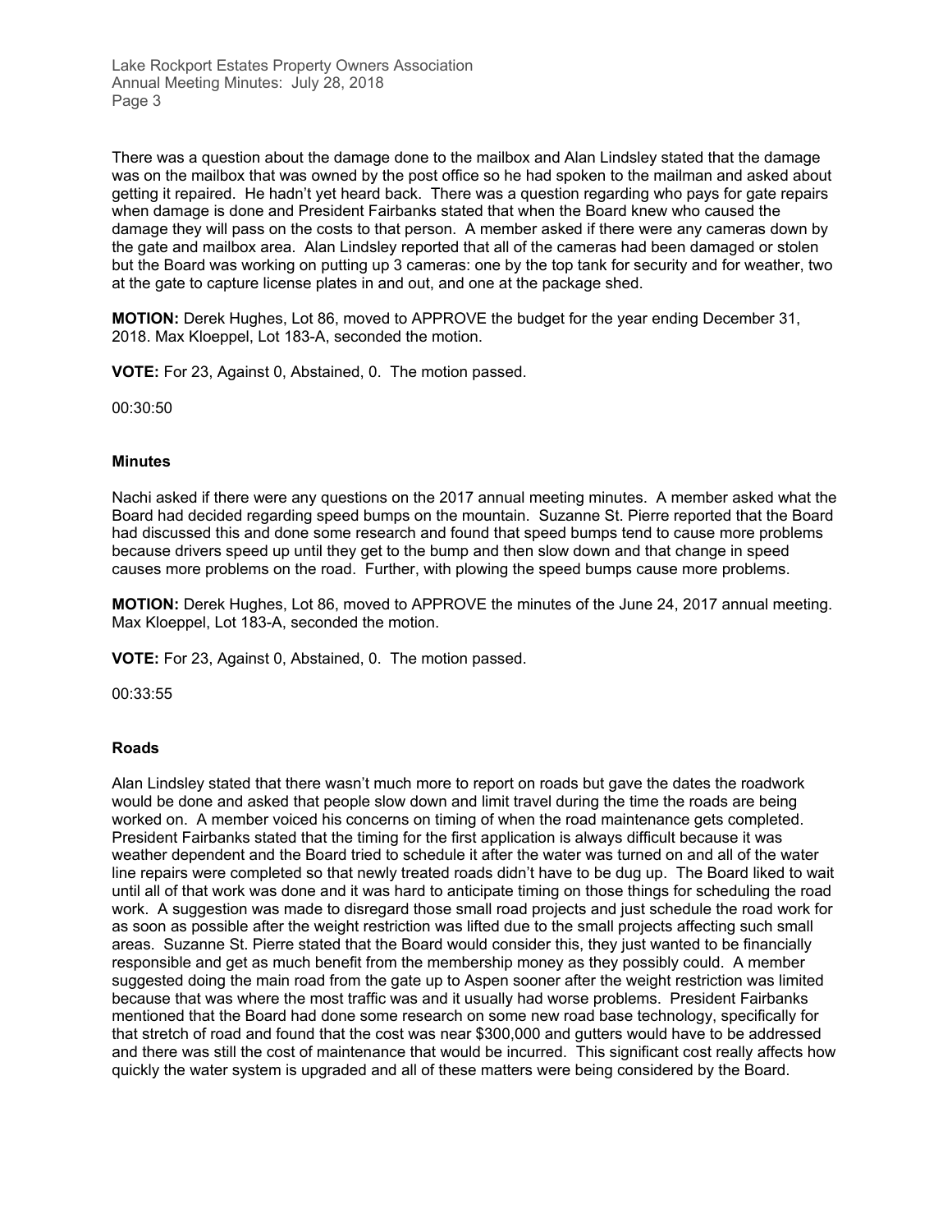There was a question about the damage done to the mailbox and Alan Lindsley stated that the damage was on the mailbox that was owned by the post office so he had spoken to the mailman and asked about getting it repaired. He hadn't yet heard back. There was a question regarding who pays for gate repairs when damage is done and President Fairbanks stated that when the Board knew who caused the damage they will pass on the costs to that person. A member asked if there were any cameras down by the gate and mailbox area. Alan Lindsley reported that all of the cameras had been damaged or stolen but the Board was working on putting up 3 cameras: one by the top tank for security and for weather, two at the gate to capture license plates in and out, and one at the package shed.

**MOTION:** Derek Hughes, Lot 86, moved to APPROVE the budget for the year ending December 31, 2018. Max Kloeppel, Lot 183-A, seconded the motion.

**VOTE:** For 23, Against 0, Abstained, 0. The motion passed.

00:30:50

**Minutes**

Nachi asked if there were any questions on the 2017 annual meeting minutes. A member asked what the Board had decided regarding speed bumps on the mountain. Suzanne St. Pierre reported that the Board had discussed this and done some research and found that speed bumps tend to cause more problems because drivers speed up until they get to the bump and then slow down and that change in speed causes more problems on the road. Further, with plowing the speed bumps cause more problems.

**MOTION:** Derek Hughes, Lot 86, moved to APPROVE the minutes of the June 24, 2017 annual meeting. Max Kloeppel, Lot 183-A, seconded the motion.

**VOTE:** For 23, Against 0, Abstained, 0. The motion passed.

00:33:55

**Roads**

Alan Lindsley stated that there wasn't much more to report on roads but gave the dates the roadwork would be done and asked that people slow down and limit travel during the time the roads are being worked on. A member voiced his concerns on timing of when the road maintenance gets completed. President Fairbanks stated that the timing for the first application is always difficult because it was weather dependent and the Board tried to schedule it after the water was turned on and all of the water line repairs were completed so that newly treated roads didn't have to be dug up. The Board liked to wait until all of that work was done and it was hard to anticipate timing on those things for scheduling the road work. A suggestion was made to disregard those small road projects and just schedule the road work for as soon as possible after the weight restriction was lifted due to the small projects affecting such small areas. Suzanne St. Pierre stated that the Board would consider this, they just wanted to be financially responsible and get as much benefit from the membership money as they possibly could. A member suggested doing the main road from the gate up to Aspen sooner after the weight restriction was limited because that was where the most traffic was and it usually had worse problems. President Fairbanks mentioned that the Board had done some research on some new road base technology, specifically for that stretch of road and found that the cost was near $300,000 and gutters would have to be addressed and there was still the cost of maintenance that would be incurred. This significant cost really affects how quickly the water system is upgraded and all of these matters were being considered by the Board.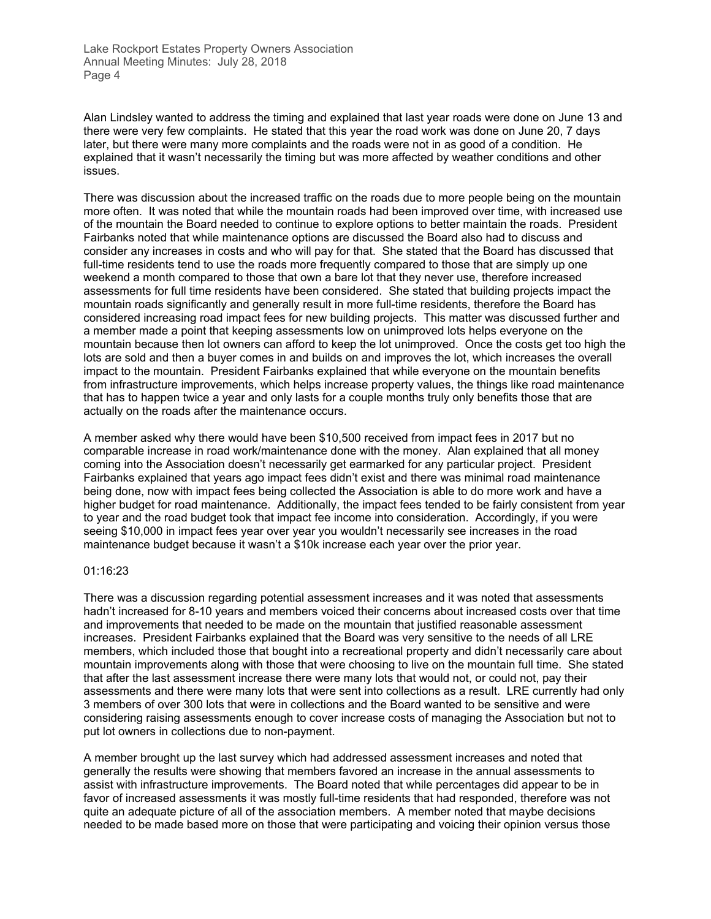Alan Lindsley wanted to address the timing and explained that last year roads were done on June 13 and there were very few complaints. He stated that this year the road work was done on June 20, 7 days later, but there were many more complaints and the roads were not in as good of a condition. He explained that it wasn't necessarily the timing but was more affected by weather conditions and other issues.

There was discussion about the increased traffic on the roads due to more people being on the mountain more often. It was noted that while the mountain roads had been improved over time, with increased use of the mountain the Board needed to continue to explore options to better maintain the roads. President Fairbanks noted that while maintenance options are discussed the Board also had to discuss and consider any increases in costs and who will pay for that. She stated that the Board has discussed that full-time residents tend to use the roads more frequently compared to those that are simply up one weekend a month compared to those that own a bare lot that they never use, therefore increased assessments for full time residents have been considered. She stated that building projects impact the mountain roads significantly and generally result in more full-time residents, therefore the Board has considered increasing road impact fees for new building projects. This matter was discussed further and a member made a point that keeping assessments low on unimproved lots helps everyone on the mountain because then lot owners can afford to keep the lot unimproved. Once the costs get too high the lots are sold and then a buyer comes in and builds on and improves the lot, which increases the overall impact to the mountain. President Fairbanks explained that while everyone on the mountain benefits from infrastructure improvements, which helps increase property values, the things like road maintenance that has to happen twice a year and only lasts for a couple months truly only benefits those that are actually on the roads after the maintenance occurs.

A member asked why there would have been $10,500 received from impact fees in 2017 but no comparable increase in road work/maintenance done with the money. Alan explained that all money coming into the Association doesn't necessarily get earmarked for any particular project. President Fairbanks explained that years ago impact fees didn't exist and there was minimal road maintenance being done, now with impact fees being collected the Association is able to do more work and have a higher budget for road maintenance. Additionally, the impact fees tended to be fairly consistent from year to year and the road budget took that impact fee income into consideration. Accordingly, if you were seeing $10,000 in impact fees year over year you wouldn't necessarily see increases in the road maintenance budget because it wasn't a $10k increase each year over the prior year.

01:16:23

There was a discussion regarding potential assessment increases and it was noted that assessments hadn't increased for 8-10 years and members voiced their concerns about increased costs over that time and improvements that needed to be made on the mountain that justified reasonable assessment increases. President Fairbanks explained that the Board was very sensitive to the needs of all LRE members, which included those that bought into a recreational property and didn't necessarily care about mountain improvements along with those that were choosing to live on the mountain full time. She stated that after the last assessment increase there were many lots that would not, or could not, pay their assessments and there were many lots that were sent into collections as a result. LRE currently had only 3 members of over 300 lots that were in collections and the Board wanted to be sensitive and were considering raising assessments enough to cover increase costs of managing the Association but not to put lot owners in collections due to non-payment.

A member brought up the last survey which had addressed assessment increases and noted that generally the results were showing that members favored an increase in the annual assessments to assist with infrastructure improvements. The Board noted that while percentages did appear to be in favor of increased assessments it was mostly full-time residents that had responded, therefore was not quite an adequate picture of all of the association members. A member noted that maybe decisions needed to be made based more on those that were participating and voicing their opinion versus those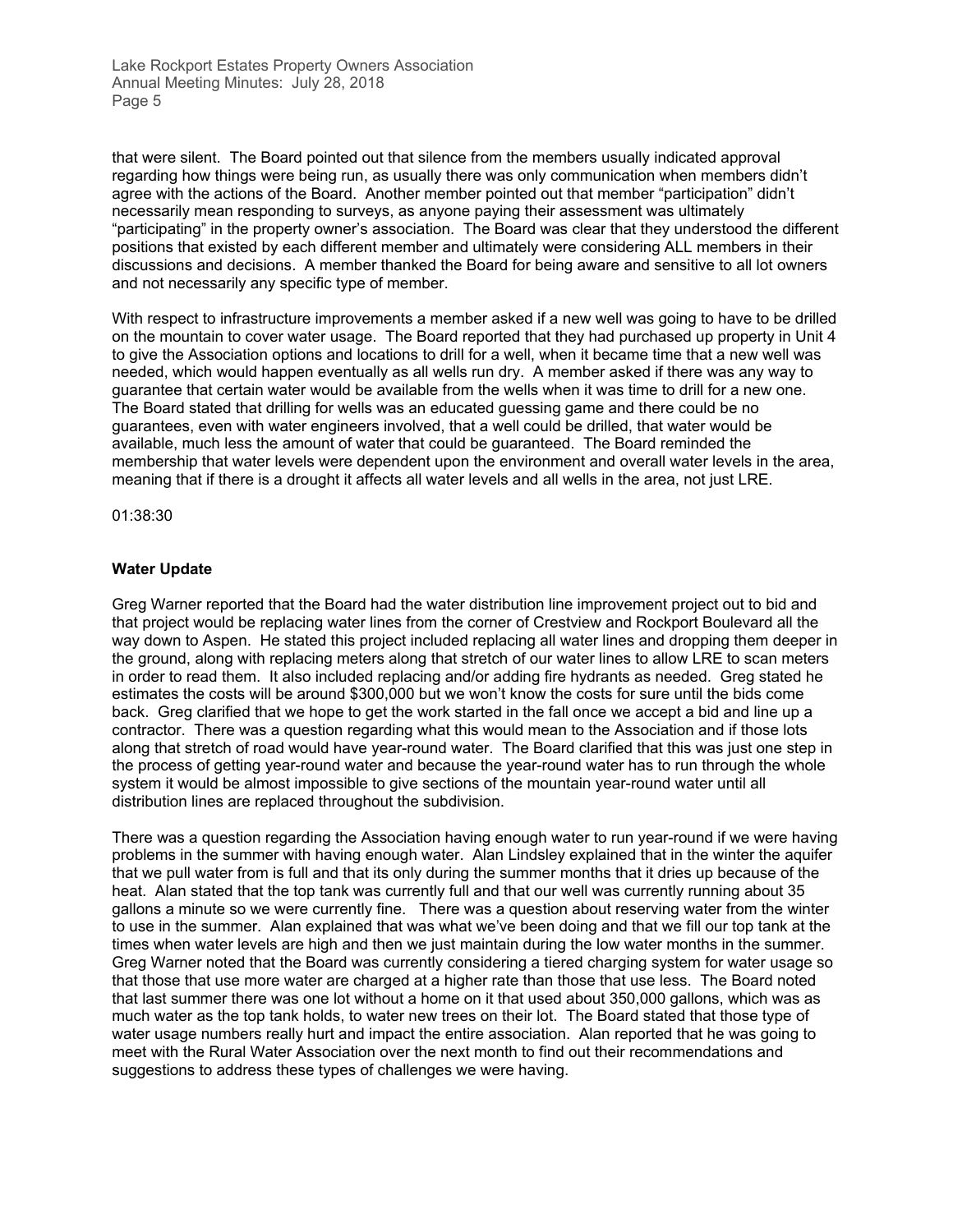that were silent. The Board pointed out that silence from the members usually indicated approval regarding how things were being run, as usually there was only communication when members didn't agree with the actions of the Board. Another member pointed out that member "participation" didn't necessarily mean responding to surveys, as anyone paying their assessment was ultimately "participating" in the property owner's association. The Board was clear that they understood the different positions that existed by each different member and ultimately were considering ALL members in their discussions and decisions. A member thanked the Board for being aware and sensitive to all lot owners and not necessarily any specific type of member.

With respect to infrastructure improvements a member asked if a new well was going to have to be drilled on the mountain to cover water usage. The Board reported that they had purchased up property in Unit 4 to give the Association options and locations to drill for a well, when it became time that a new well was needed, which would happen eventually as all wells run dry. A member asked if there was any way to guarantee that certain water would be available from the wells when it was time to drill for a new one. The Board stated that drilling for wells was an educated guessing game and there could be no guarantees, even with water engineers involved, that a well could be drilled, that water would be available, much less the amount of water that could be guaranteed. The Board reminded the membership that water levels were dependent upon the environment and overall water levels in the area, meaning that if there is a drought it affects all water levels and all wells in the area, not just LRE.

01:38:30

**Water Update**

Greg Warner reported that the Board had the water distribution line improvement project out to bid and that project would be replacing water lines from the corner of Crestview and Rockport Boulevard all the way down to Aspen. He stated this project included replacing all water lines and dropping them deeper in the ground, along with replacing meters along that stretch of our water lines to allow LRE to scan meters in order to read them. It also included replacing and/or adding fire hydrants as needed. Greg stated he estimates the costs will be around $300,000 but we won't know the costs for sure until the bids come back. Greg clarified that we hope to get the work started in the fall once we accept a bid and line up a contractor. There was a question regarding what this would mean to the Association and if those lots along that stretch of road would have year-round water. The Board clarified that this was just one step in the process of getting year-round water and because the year-round water has to run through the whole system it would be almost impossible to give sections of the mountain year-round water until all distribution lines are replaced throughout the subdivision.

There was a question regarding the Association having enough water to run year-round if we were having problems in the summer with having enough water. Alan Lindsley explained that in the winter the aquifer that we pull water from is full and that its only during the summer months that it dries up because of the heat. Alan stated that the top tank was currently full and that our well was currently running about 35 gallons a minute so we were currently fine. There was a question about reserving water from the winter to use in the summer. Alan explained that was what we've been doing and that we fill our top tank at the times when water levels are high and then we just maintain during the low water months in the summer. Greg Warner noted that the Board was currently considering a tiered charging system for water usage so that those that use more water are charged at a higher rate than those that use less. The Board noted that last summer there was one lot without a home on it that used about 350,000 gallons, which was as much water as the top tank holds, to water new trees on their lot. The Board stated that those type of water usage numbers really hurt and impact the entire association. Alan reported that he was going to meet with the Rural Water Association over the next month to find out their recommendations and suggestions to address these types of challenges we were having.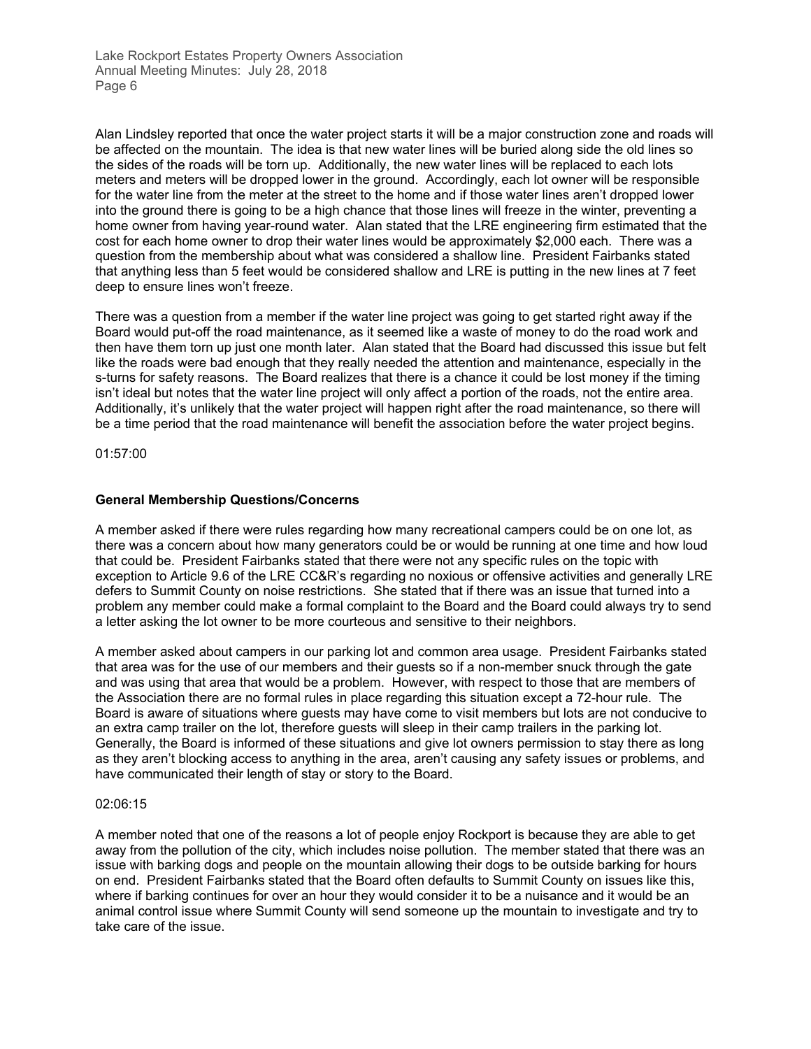Alan Lindsley reported that once the water project starts it will be a major construction zone and roads will be affected on the mountain. The idea is that new water lines will be buried along side the old lines so the sides of the roads will be torn up. Additionally, the new water lines will be replaced to each lots meters and meters will be dropped lower in the ground. Accordingly, each lot owner will be responsible for the water line from the meter at the street to the home and if those water lines aren't dropped lower into the ground there is going to be a high chance that those lines will freeze in the winter, preventing a home owner from having year-round water. Alan stated that the LRE engineering firm estimated that the cost for each home owner to drop their water lines would be approximately $2,000 each. There was a question from the membership about what was considered a shallow line. President Fairbanks stated that anything less than 5 feet would be considered shallow and LRE is putting in the new lines at 7 feet deep to ensure lines won't freeze.

There was a question from a member if the water line project was going to get started right away if the Board would put-off the road maintenance, as it seemed like a waste of money to do the road work and then have them torn up just one month later. Alan stated that the Board had discussed this issue but felt like the roads were bad enough that they really needed the attention and maintenance, especially in the s-turns for safety reasons. The Board realizes that there is a chance it could be lost money if the timing isn't ideal but notes that the water line project will only affect a portion of the roads, not the entire area. Additionally, it's unlikely that the water project will happen right after the road maintenance, so there will be a time period that the road maintenance will benefit the association before the water project begins.

01:57:00

**General Membership Questions/Concerns**

A member asked if there were rules regarding how many recreational campers could be on one lot, as there was a concern about how many generators could be or would be running at one time and how loud that could be. President Fairbanks stated that there were not any specific rules on the topic with exception to Article 9.6 of the LRE CC&R's regarding no noxious or offensive activities and generally LRE defers to Summit County on noise restrictions. She stated that if there was an issue that turned into a problem any member could make a formal complaint to the Board and the Board could always try to send a letter asking the lot owner to be more courteous and sensitive to their neighbors.

A member asked about campers in our parking lot and common area usage. President Fairbanks stated that area was for the use of our members and their guests so if a non-member snuck through the gate and was using that area that would be a problem. However, with respect to those that are members of the Association there are no formal rules in place regarding this situation except a 72-hour rule. The Board is aware of situations where guests may have come to visit members but lots are not conducive to an extra camp trailer on the lot, therefore guests will sleep in their camp trailers in the parking lot. Generally, the Board is informed of these situations and give lot owners permission to stay there as long as they aren't blocking access to anything in the area, aren't causing any safety issues or problems, and have communicated their length of stay or story to the Board.

02:06:15

A member noted that one of the reasons a lot of people enjoy Rockport is because they are able to get away from the pollution of the city, which includes noise pollution. The member stated that there was an issue with barking dogs and people on the mountain allowing their dogs to be outside barking for hours on end. President Fairbanks stated that the Board often defaults to Summit County on issues like this, where if barking continues for over an hour they would consider it to be a nuisance and it would be an animal control issue where Summit County will send someone up the mountain to investigate and try to take care of the issue.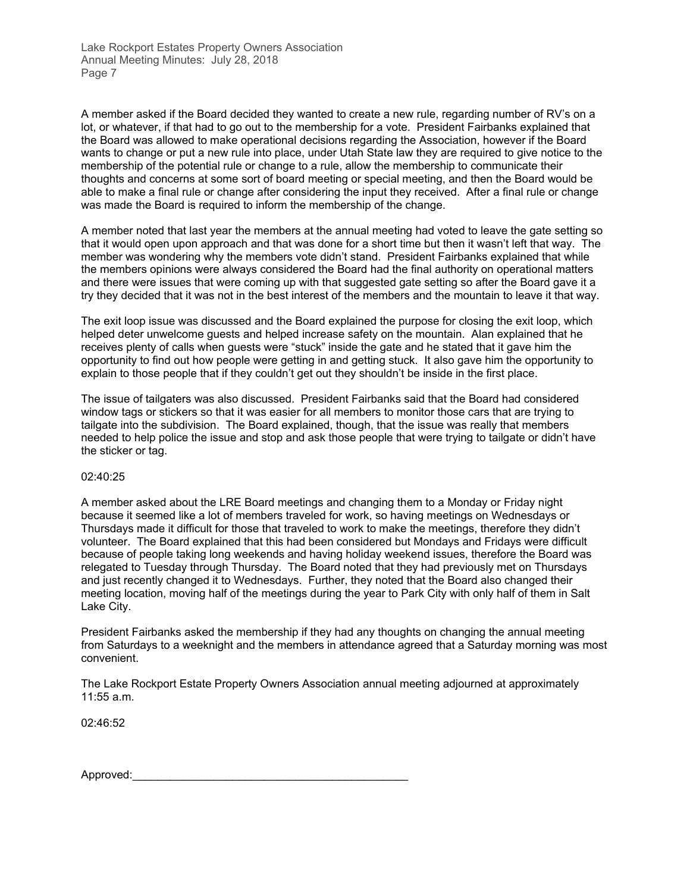A member asked if the Board decided they wanted to create a new rule, regarding number of RV's on a lot, or whatever, if that had to go out to the membership for a vote. President Fairbanks explained that the Board was allowed to make operational decisions regarding the Association, however if the Board wants to change or put a new rule into place, under Utah State law they are required to give notice to the membership of the potential rule or change to a rule, allow the membership to communicate their thoughts and concerns at some sort of board meeting or special meeting, and then the Board would be able to make a final rule or change after considering the input they received. After a final rule or change was made the Board is required to inform the membership of the change.

A member noted that last year the members at the annual meeting had voted to leave the gate setting so that it would open upon approach and that was done for a short time but then it wasn't left that way. The member was wondering why the members vote didn't stand. President Fairbanks explained that while the members opinions were always considered the Board had the final authority on operational matters and there were issues that were coming up with that suggested gate setting so after the Board gave it a try they decided that it was not in the best interest of the members and the mountain to leave it that way.

The exit loop issue was discussed and the Board explained the purpose for closing the exit loop, which helped deter unwelcome guests and helped increase safety on the mountain. Alan explained that he receives plenty of calls when guests were "stuck" inside the gate and he stated that it gave him the opportunity to find out how people were getting in and getting stuck. It also gave him the opportunity to explain to those people that if they couldn't get out they shouldn't be inside in the first place.

The issue of tailgaters was also discussed. President Fairbanks said that the Board had considered window tags or stickers so that it was easier for all members to monitor those cars that are trying to tailgate into the subdivision. The Board explained, though, that the issue was really that members needed to help police the issue and stop and ask those people that were trying to tailgate or didn't have the sticker or tag.

02:40:25

A member asked about the LRE Board meetings and changing them to a Monday or Friday night because it seemed like a lot of members traveled for work, so having meetings on Wednesdays or Thursdays made it difficult for those that traveled to work to make the meetings, therefore they didn't volunteer. The Board explained that this had been considered but Mondays and Fridays were difficult because of people taking long weekends and having holiday weekend issues, therefore the Board was relegated to Tuesday through Thursday. The Board noted that they had previously met on Thursdays and just recently changed it to Wednesdays. Further, they noted that the Board also changed their meeting location, moving half of the meetings during the year to Park City with only half of them in Salt Lake City.

President Fairbanks asked the membership if they had any thoughts on changing the annual meeting from Saturdays to a weeknight and the members in attendance agreed that a Saturday morning was most convenient.

The Lake Rockport Estate Property Owners Association annual meeting adjourned at approximately 11:55 a.m.

02:46:52

Approved:_____________________________________________